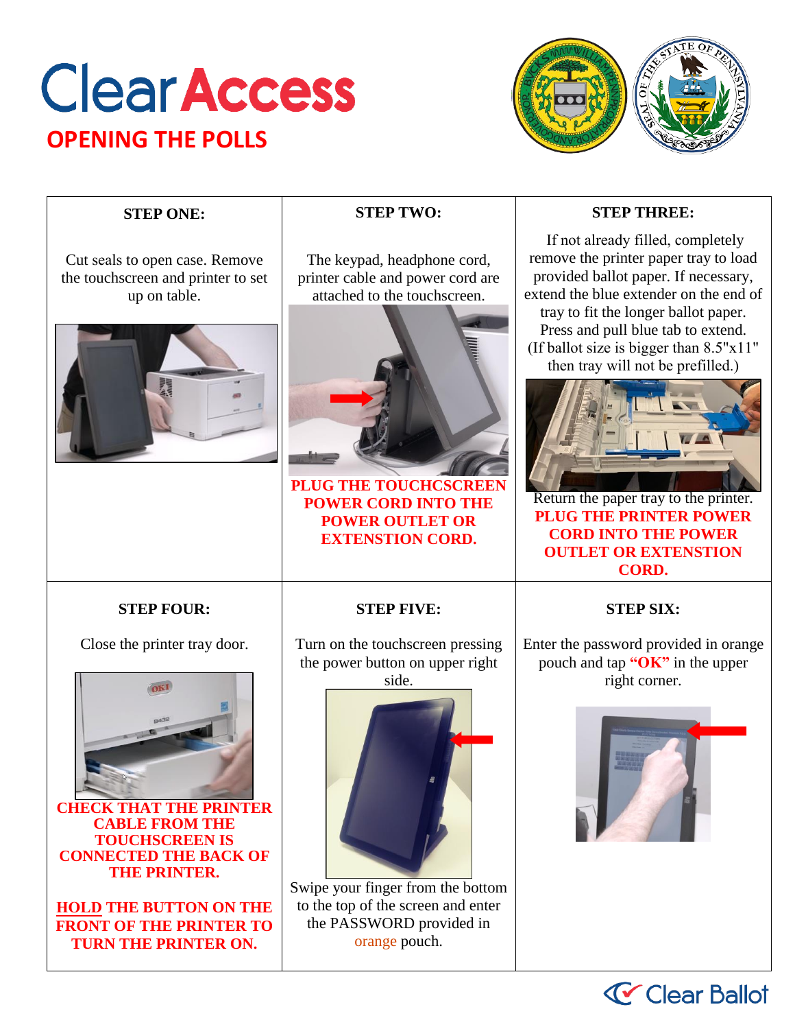# ClearAccess

## OPENING THE POLLS

| STEP ONE: | STEP TWO: | STEP THREE: |
|---|---|---|
| Cut seals to open case. Remove the touchscreen and printer to set up on table. | The keypad, headphone cord, printer cable and power cord are attached to the touchscreen. **PLUG THE TOUCHCSCREEN POWER CORD INTO THE POWER OUTLET OR EXTENSTION CORD.** | If not already filled, completely remove the printer paper tray to load provided ballot paper. If necessary, extend the blue extender on the end of tray to fit the longer ballot paper. Press and pull blue tab to extend. (If ballot size is bigger than 8.5"x11" then tray will not be prefilled.) Return the paper tray to the printer. **PLUG THE PRINTER POWER CORD INTO THE POWER OUTLET OR EXTENSTION CORD.** |
| **STEP FOUR:** | **STEP FIVE:** | **STEP SIX:** |
| Close the printer tray door. **CHECK THAT THE PRINTER CABLE FROM THE TOUCHSCREEN IS CONNECTED THE BACK OF THE PRINTER.** **HOLD THE BUTTON ON THE FRONT OF THE PRINTER TO TURN THE PRINTER ON.** | Turn on the touchscreen pressing the power button on upper right side. Swipe your finger from the bottom to the top of the screen and enter the PASSWORD provided in orange pouch. | Enter the password provided in orange pouch and tap **"OK"** in the upper right corner. |

Clear Ballot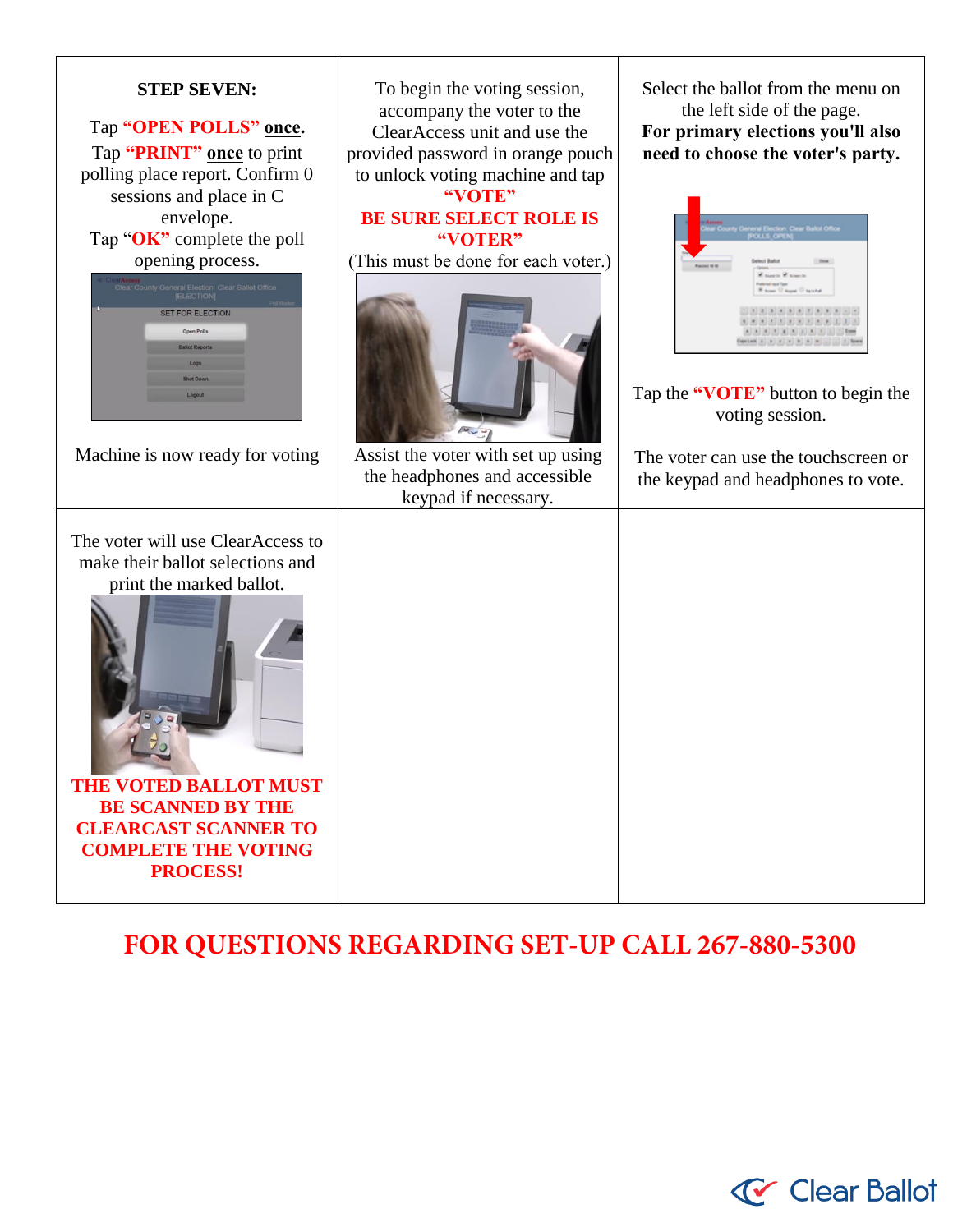| | | |
|---|---|---|
| **STEP SEVEN:**<br><br>Tap **"OPEN POLLS"** **once**.<br>Tap **"PRINT"** **once** to print polling place report. Confirm 0 sessions and place in C envelope.<br>Tap "**OK**" complete the poll opening process.<br><br>Machine is now ready for voting | To begin the voting session, accompany the voter to the ClearAccess unit and use the provided password in orange pouch to unlock voting machine and tap **"VOTE"**<br>**BE SURE SELECT ROLE IS "VOTER"**<br>(This must be done for each voter.)<br><br>Assist the voter with set up using the headphones and accessible keypad if necessary. | Select the ballot from the menu on the left side of the page.<br>**For primary elections you'll also need to choose the voter's party.**<br><br>Tap the **"VOTE"** button to begin the voting session.<br><br>The voter can use the touchscreen or the keypad and headphones to vote. |
| The voter will use ClearAccess to make their ballot selections and print the marked ballot.<br><br>**THE VOTED BALLOT MUST BE SCANNED BY THE CLEARCAST SCANNER TO COMPLETE THE VOTING PROCESS!** | | |

**FOR QUESTIONS REGARDING SET-UP CALL 267-880-5300**

Clear Ballot